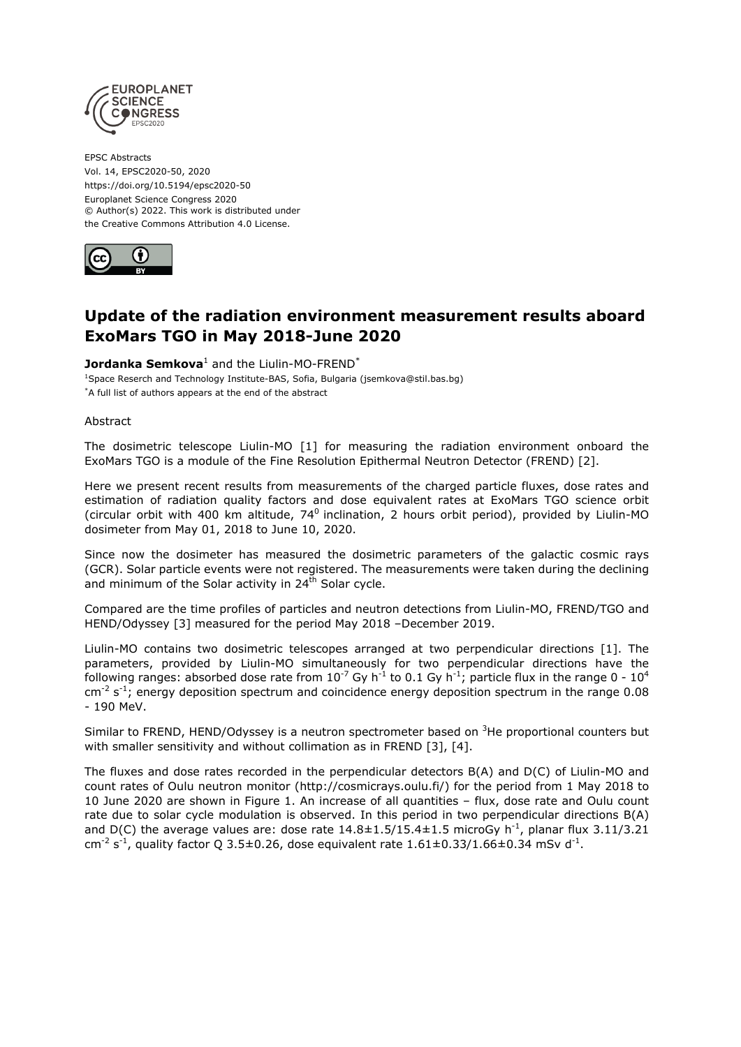EPSC Abstracts
Vol. 14, EPSC2020-50, 2020
https://doi.org/10.5194/epsc2020-50
Europlanet Science Congress 2020
© Author(s) 2022. This work is distributed under
the Creative Commons Attribution 4.0 License.

# Update of the radiation environment measurement results aboard ExoMars TGO in May 2018-June 2020

**Jordanka Semkova**[1] and the Liulin-MO-FREND[*]

[1]Space Reserch and Technology Institute-BAS, Sofia, Bulgaria (jsemkova@stil.bas.bg)
[*]A full list of authors appears at the end of the abstract

Abstract

The dosimetric telescope Liulin-MO [1] for measuring the radiation environment onboard the ExoMars TGO is a module of the Fine Resolution Epithermal Neutron Detector (FREND) [2].

Here we present recent results from measurements of the charged particle fluxes, dose rates and estimation of radiation quality factors and dose equivalent rates at ExoMars TGO science orbit (circular orbit with 400 km altitude, $74^0$ inclination, 2 hours orbit period), provided by Liulin-MO dosimeter from May 01, 2018 to June 10, 2020.

Since now the dosimeter has measured the dosimetric parameters of the galactic cosmic rays (GCR). Solar particle events were not registered. The measurements were taken during the declining and minimum of the Solar activity in $24^{th}$ Solar cycle.

Compared are the time profiles of particles and neutron detections from Liulin-MO, FREND/TGO and HEND/Odyssey [3] measured for the period May 2018 –December 2019.

Liulin-MO contains two dosimetric telescopes arranged at two perpendicular directions [1]. The parameters, provided by Liulin-MO simultaneously for two perpendicular directions have the following ranges: absorbed dose rate from $10^{-7}$ Gy $h^{-1}$ to 0.1 Gy $h^{-1}$; particle flux in the range 0 - $10^4$ $cm^{-2}$ $s^{-1}$; energy deposition spectrum and coincidence energy deposition spectrum in the range 0.08 - 190 MeV.

Similar to FREND, HEND/Odyssey is a neutron spectrometer based on $^3$He proportional counters but with smaller sensitivity and without collimation as in FREND [3], [4].

The fluxes and dose rates recorded in the perpendicular detectors B(A) and D(C) of Liulin-MO and count rates of Oulu neutron monitor (http://cosmicrays.oulu.fi/) for the period from 1 May 2018 to 10 June 2020 are shown in Figure 1. An increase of all quantities – flux, dose rate and Oulu count rate due to solar cycle modulation is observed. In this period in two perpendicular directions B(A) and D(C) the average values are: dose rate 14.8±1.5/15.4±1.5 microGy $h^{-1}$, planar flux 3.11/3.21 $cm^{-2}$ $s^{-1}$, quality factor Q 3.5±0.26, dose equivalent rate 1.61±0.33/1.66±0.34 mSv $d^{-1}$.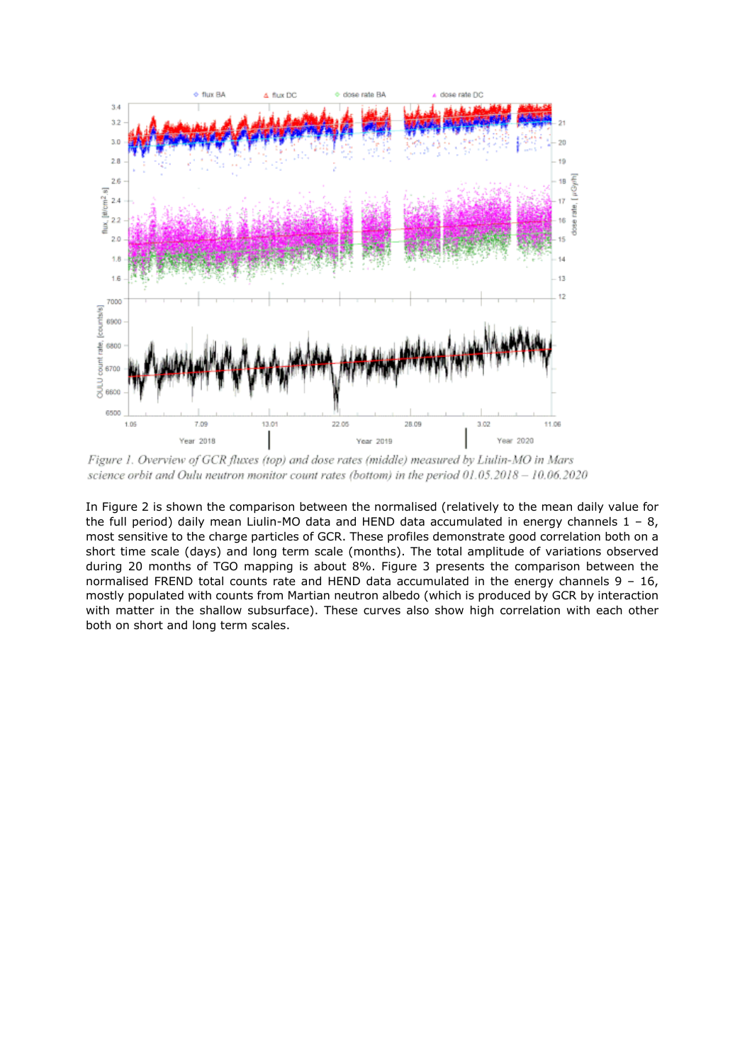*Figure 1. Overview of GCR fluxes (top) and dose rates (middle) measured by Liulin-MO in Mars science orbit and Oulu neutron monitor count rates (bottom) in the period 01.05.2018 – 10.06.2020*

In Figure 2 is shown the comparison between the normalised (relatively to the mean daily value for the full period) daily mean Liulin-MO data and HEND data accumulated in energy channels 1 – 8, most sensitive to the charge particles of GCR. These profiles demonstrate good correlation both on a short time scale (days) and long term scale (months). The total amplitude of variations observed during 20 months of TGO mapping is about 8%. Figure 3 presents the comparison between the normalised FREND total counts rate and HEND data accumulated in the energy channels 9 – 16, mostly populated with counts from Martian neutron albedo (which is produced by GCR by interaction with matter in the shallow subsurface). These curves also show high correlation with each other both on short and long term scales.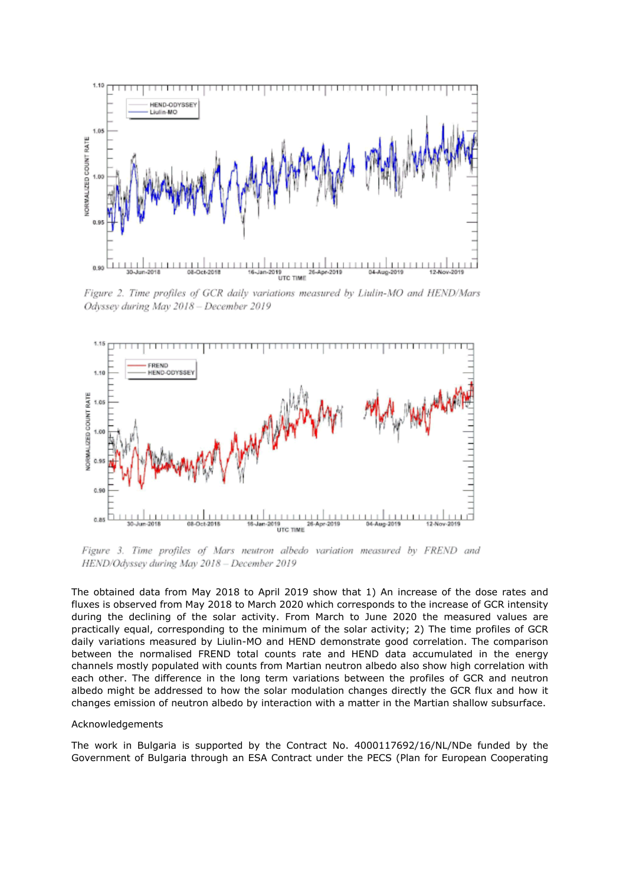*Figure 2. Time profiles of GCR daily variations measured by Liulin-MO and HEND/Mars Odyssey during May 2018 – December 2019*

*Figure 3. Time profiles of Mars neutron albedo variation measured by FREND and HEND/Odyssey during May 2018 – December 2019*

The obtained data from May 2018 to April 2019 show that 1) An increase of the dose rates and fluxes is observed from May 2018 to March 2020 which corresponds to the increase of GCR intensity during the declining of the solar activity. From March to June 2020 the measured values are practically equal, corresponding to the minimum of the solar activity; 2) The time profiles of GCR daily variations measured by Liulin-MO and HEND demonstrate good correlation. The comparison between the normalised FREND total counts rate and HEND data accumulated in the energy channels mostly populated with counts from Martian neutron albedo also show high correlation with each other. The difference in the long term variations between the profiles of GCR and neutron albedo might be addressed to how the solar modulation changes directly the GCR flux and how it changes emission of neutron albedo by interaction with a matter in the Martian shallow subsurface.

Acknowledgements

The work in Bulgaria is supported by the Contract No. 4000117692/16/NL/NDe funded by the Government of Bulgaria through an ESA Contract under the PECS (Plan for European Cooperating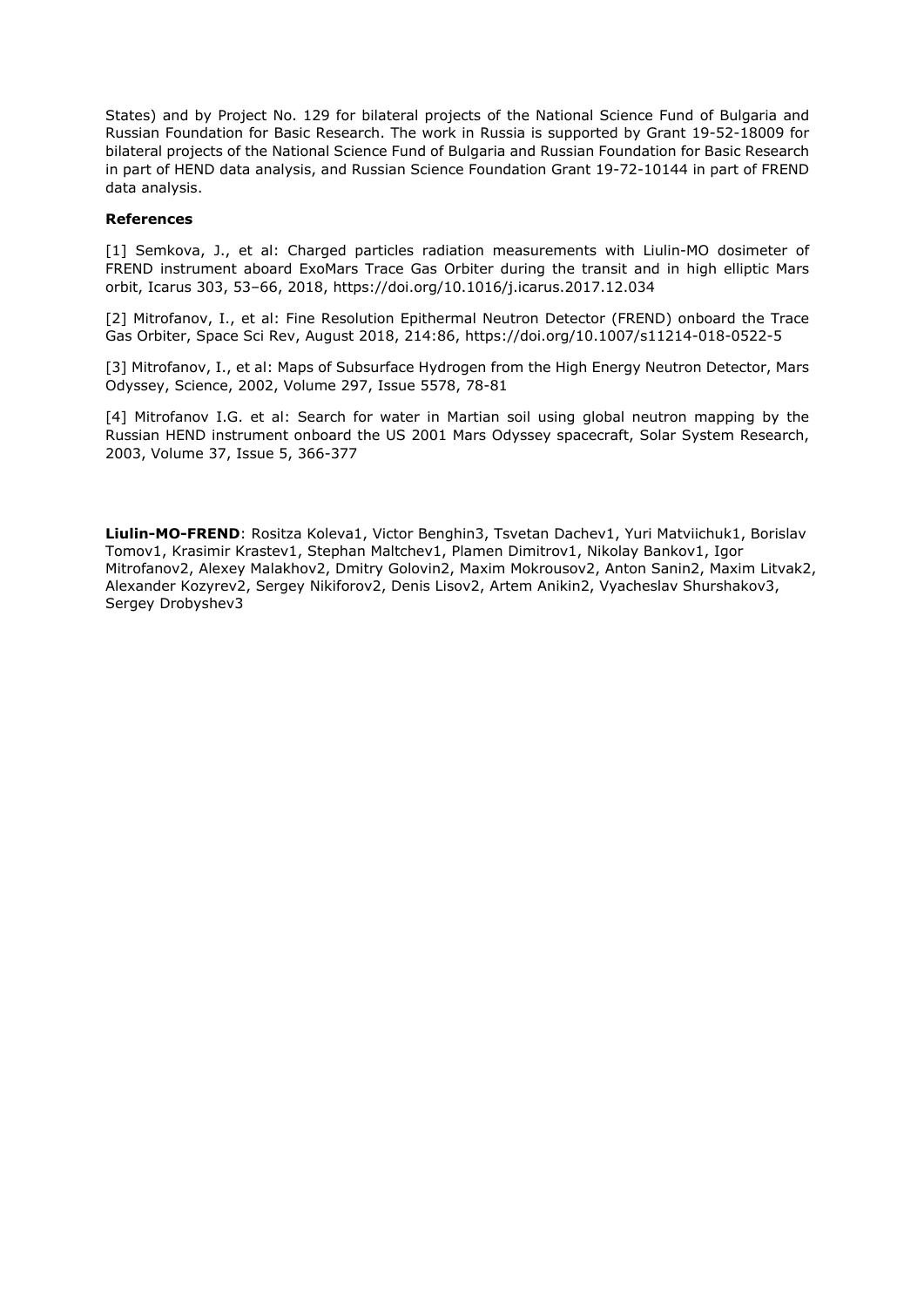States) and by Project No. 129 for bilateral projects of the National Science Fund of Bulgaria and Russian Foundation for Basic Research. The work in Russia is supported by Grant 19-52-18009 for bilateral projects of the National Science Fund of Bulgaria and Russian Foundation for Basic Research in part of HEND data analysis, and Russian Science Foundation Grant 19-72-10144 in part of FREND data analysis.

**References**

[1] Semkova, J., et al: Charged particles radiation measurements with Liulin-MO dosimeter of FREND instrument aboard ExoMars Trace Gas Orbiter during the transit and in high elliptic Mars orbit, Icarus 303, 53–66, 2018, https://doi.org/10.1016/j.icarus.2017.12.034

[2] Mitrofanov, I., et al: Fine Resolution Epithermal Neutron Detector (FREND) onboard the Trace Gas Orbiter, Space Sci Rev, August 2018, 214:86, https://doi.org/10.1007/s11214-018-0522-5

[3] Mitrofanov, I., et al: Maps of Subsurface Hydrogen from the High Energy Neutron Detector, Mars Odyssey, Science, 2002, Volume 297, Issue 5578, 78-81

[4] Mitrofanov I.G. et al: Search for water in Martian soil using global neutron mapping by the Russian HEND instrument onboard the US 2001 Mars Odyssey spacecraft, Solar System Research, 2003, Volume 37, Issue 5, 366-377

**Liulin-MO-FREND**: Rositza Koleva1, Victor Benghin3, Tsvetan Dachev1, Yuri Matviichuk1, Borislav Tomov1, Krasimir Krastev1, Stephan Maltchev1, Plamen Dimitrov1, Nikolay Bankov1, Igor Mitrofanov2, Alexey Malakhov2, Dmitry Golovin2, Maxim Mokrousov2, Anton Sanin2, Maxim Litvak2, Alexander Kozyrev2, Sergey Nikiforov2, Denis Lisov2, Artem Anikin2, Vyacheslav Shurshakov3, Sergey Drobyshev3